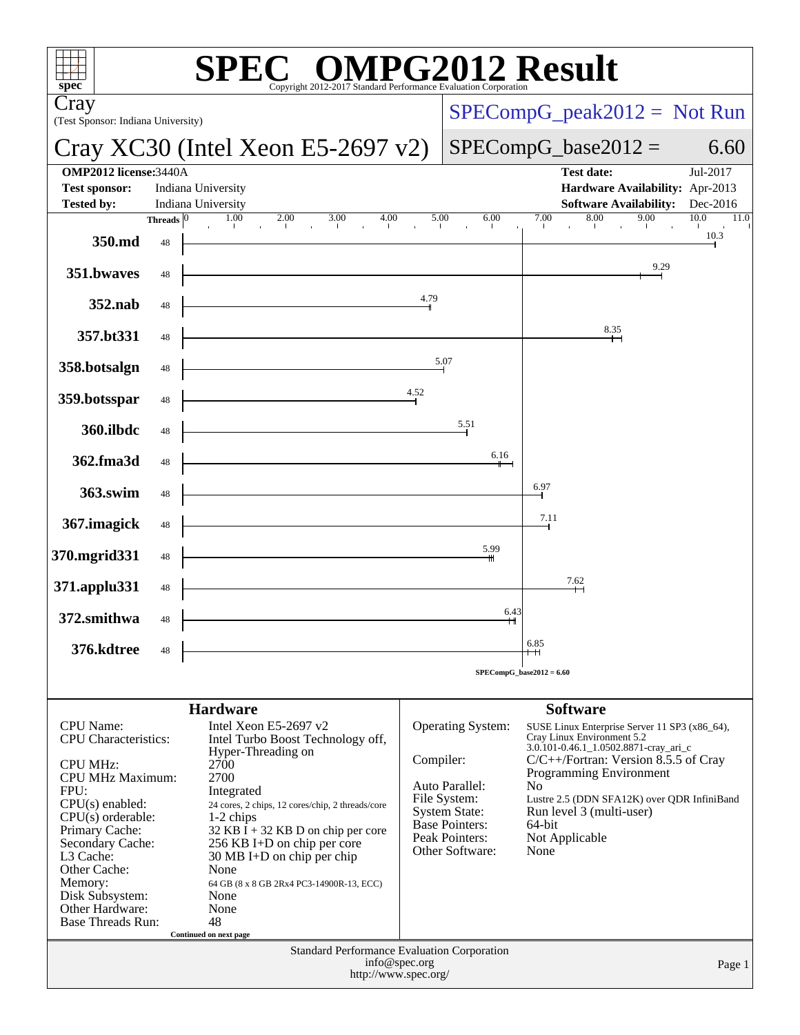# SPEC OMPG2012 Result

Copyright 2012-2017 Standard Performance Evaluation Corporation

**Cray**
(Test Sponsor: Indiana University)

**Cray XC30 (Intel Xeon E5-2697 v2)**

SPECompG_peak2012 = Not Run

SPECompG_base2012 = 6.60

| | | | |
|---|---|---|---|
| **OMP2012 license:** | 3440A | **Test date:** | Jul-2017 |
| **Test sponsor:** | Indiana University | **Hardware Availability:** | Apr-2013 |
| **Tested by:** | Indiana University | **Software Availability:** | Dec-2016 |

| Benchmark | Threads | Base Ratio |
|---|---|---|
| 350.md | 48 | 10.3 |
| 351.bwaves | 48 | 9.29 |
| 352.nab | 48 | 4.79 |
| 357.bt331 | 48 | 8.35 |
| 358.botsalgn | 48 | 5.07 |
| 359.botsspar | 48 | 4.52 |
| 360.ilbdc | 48 | 5.51 |
| 362.fma3d | 48 | 6.16 |
| 363.swim | 48 | 6.97 |
| 367.imagick | 48 | 7.11 |
| 370.mgrid331 | 48 | 5.99 |
| 371.applu331 | 48 | 7.62 |
| 372.smithwa | 48 | 6.43 |
| 376.kdtree | 48 | 6.85 |

SPECompG_base2012 = 6.60

## Hardware

| | |
|---|---|
| CPU Name: | Intel Xeon E5-2697 v2 |
| CPU Characteristics: | Intel Turbo Boost Technology off, Hyper-Threading on |
| CPU MHz: | 2700 |
| CPU MHz Maximum: | 2700 |
| FPU: | Integrated |
| CPU(s) enabled: | 24 cores, 2 chips, 12 cores/chip, 2 threads/core |
| CPU(s) orderable: | 1-2 chips |
| Primary Cache: | 32 KB I + 32 KB D on chip per core |
| Secondary Cache: | 256 KB I+D on chip per core |
| L3 Cache: | 30 MB I+D on chip per chip |
| Other Cache: | None |
| Memory: | 64 GB (8 x 8 GB 2Rx4 PC3-14900R-13, ECC) |
| Disk Subsystem: | None |
| Other Hardware: | None |
| Base Threads Run: | 48 |

Continued on next page

## Software

| | |
|---|---|
| Operating System: | SUSE Linux Enterprise Server 11 SP3 (x86_64), Cray Linux Environment 5.2 3.0.101-0.46.1_1.0502.8871-cray_ari_c |
| Compiler: | C/C++/Fortran: Version 8.5.5 of Cray Programming Environment |
| Auto Parallel: | No |
| File System: | Lustre 2.5 (DDN SFA12K) over QDR InfiniBand |
| System State: | Run level 3 (multi-user) |
| Base Pointers: | 64-bit |
| Peak Pointers: | Not Applicable |
| Other Software: | None |

Standard Performance Evaluation Corporation
info@spec.org
http://www.spec.org/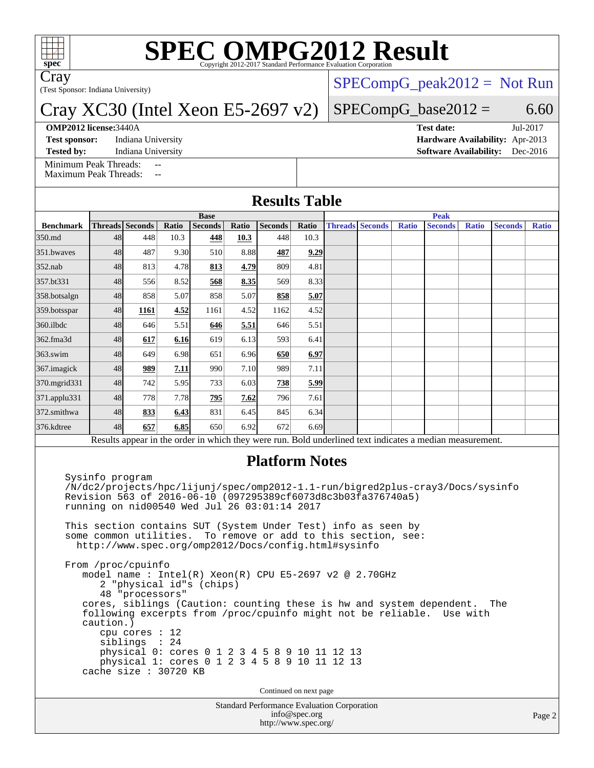# SPEC OMPG2012 Result

Copyright 2012-2017 Standard Performance Evaluation Corporation

**Cray**

(Test Sponsor: Indiana University)

## Cray XC30 (Intel Xeon E5-2697 v2)

SPECompG_peak2012 = Not Run

SPECompG_base2012 = 6.60

**OMP2012 license:** 3440A
**Test sponsor:** Indiana University
**Tested by:** Indiana University

**Test date:** Jul-2017
**Hardware Availability:** Apr-2013
**Software Availability:** Dec-2016

Minimum Peak Threads: --
Maximum Peak Threads: --

## Results Table

| | Base | | | | | | | Peak | | | | | | |
|---|---|---|---|---|---|---|---|---|---|---|---|---|---|---|
| **Benchmark** | **Threads** | **Seconds** | **Ratio** | **Seconds** | **Ratio** | **Seconds** | **Ratio** | **Threads** | **Seconds** | **Ratio** | **Seconds** | **Ratio** | **Seconds** | **Ratio** |
| 350.md | 48 | 448 | 10.3 | **448** | **10.3** | 448 | 10.3 | | | | | | | |
| 351.bwaves | 48 | 487 | 9.30 | 510 | 8.88 | **487** | **9.29** | | | | | | | |
| 352.nab | 48 | 813 | 4.78 | **813** | **4.79** | 809 | 4.81 | | | | | | | |
| 357.bt331 | 48 | 556 | 8.52 | **568** | **8.35** | 569 | 8.33 | | | | | | | |
| 358.botsalgn | 48 | 858 | 5.07 | 858 | 5.07 | **858** | **5.07** | | | | | | | |
| 359.botsspar | 48 | **1161** | **4.52** | 1161 | 4.52 | 1162 | 4.52 | | | | | | | |
| 360.ilbdc | 48 | 646 | 5.51 | **646** | **5.51** | 646 | 5.51 | | | | | | | |
| 362.fma3d | 48 | **617** | **6.16** | 619 | 6.13 | 593 | 6.41 | | | | | | | |
| 363.swim | 48 | 649 | 6.98 | 651 | 6.96 | **650** | **6.97** | | | | | | | |
| 367.imagick | 48 | **989** | **7.11** | 990 | 7.10 | 989 | 7.11 | | | | | | | |
| 370.mgrid331 | 48 | 742 | 5.95 | 733 | 6.03 | **738** | **5.99** | | | | | | | |
| 371.applu331 | 48 | 778 | 7.78 | **795** | **7.62** | 796 | 7.61 | | | | | | | |
| 372.smithwa | 48 | **833** | **6.43** | 831 | 6.45 | 845 | 6.34 | | | | | | | |
| 376.kdtree | 48 | **657** | **6.85** | 650 | 6.92 | 672 | 6.69 | | | | | | | |

Results appear in the order in which they were run. Bold underlined text indicates a median measurement.

## Platform Notes

```
Sysinfo program
/N/dc2/projects/hpc/lijunj/spec/omp2012-1.1-run/bigred2plus-cray3/Docs/sysinfo
Revision 563 of 2016-06-10 (097295389cf6073d8c3b03fa376740a5)
running on nid00540 Wed Jul 26 03:01:14 2017

This section contains SUT (System Under Test) info as seen by
some common utilities.  To remove or add to this section, see:
  http://www.spec.org/omp2012/Docs/config.html#sysinfo

From /proc/cpuinfo
   model name : Intel(R) Xeon(R) CPU E5-2697 v2 @ 2.70GHz
      2 "physical id"s (chips)
      48 "processors"
   cores, siblings (Caution: counting these is hw and system dependent.  The
   following excerpts from /proc/cpuinfo might not be reliable.  Use with
   caution.)
      cpu cores : 12
      siblings  : 24
      physical 0: cores 0 1 2 3 4 5 8 9 10 11 12 13
      physical 1: cores 0 1 2 3 4 5 8 9 10 11 12 13
   cache size : 30720 KB
```

Continued on next page

Standard Performance Evaluation Corporation
info@spec.org
http://www.spec.org/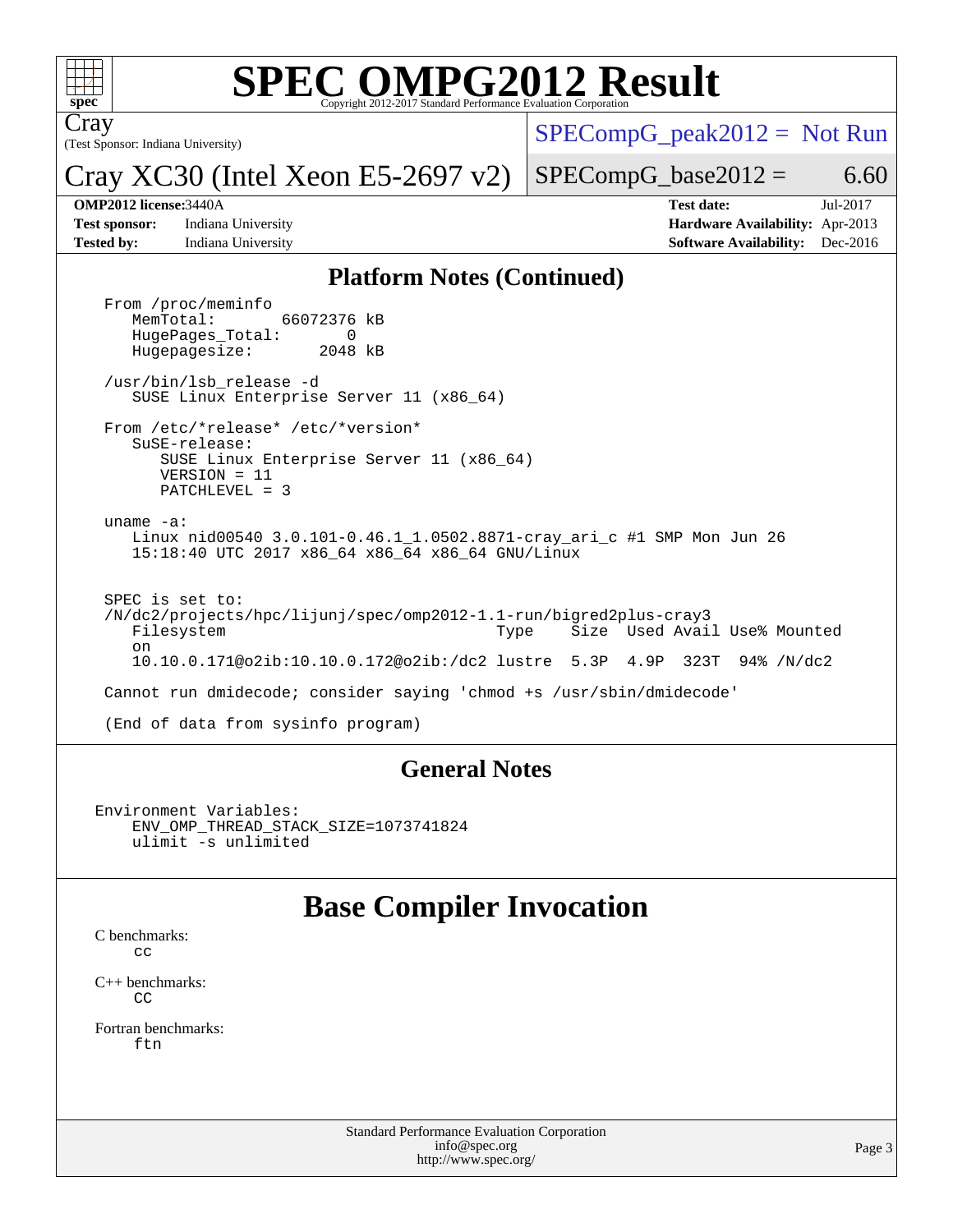# SPEC OMPG2012 Result

Cray
(Test Sponsor: Indiana University)

Cray XC30 (Intel Xeon E5-2697 v2)

SPECompG_peak2012 = Not Run

SPECompG_base2012 = 6.60

**OMP2012 license:** 3440A
**Test sponsor:** Indiana University
**Tested by:** Indiana University

**Test date:** Jul-2017
**Hardware Availability:** Apr-2013
**Software Availability:** Dec-2016

## Platform Notes (Continued)

```
From /proc/meminfo
   MemTotal:       66072376 kB
   HugePages_Total:       0
   Hugepagesize:       2048 kB

/usr/bin/lsb_release -d
   SUSE Linux Enterprise Server 11 (x86_64)

From /etc/*release* /etc/*version*
   SuSE-release:
      SUSE Linux Enterprise Server 11 (x86_64)
      VERSION = 11
      PATCHLEVEL = 3

uname -a:
   Linux nid00540 3.0.101-0.46.1_1.0502.8871-cray_ari_c #1 SMP Mon Jun 26
   15:18:40 UTC 2017 x86_64 x86_64 x86_64 GNU/Linux


SPEC is set to:
/N/dc2/projects/hpc/lijunj/spec/omp2012-1.1-run/bigred2plus-cray3
   Filesystem                              Type    Size  Used Avail Use% Mounted
   on
   10.10.0.171@o2ib:10.10.0.172@o2ib:/dc2 lustre  5.3P  4.9P  323T  94% /N/dc2

Cannot run dmidecode; consider saying 'chmod +s /usr/sbin/dmidecode'

(End of data from sysinfo program)
```

## General Notes

```
Environment Variables:
    ENV_OMP_THREAD_STACK_SIZE=1073741824
    ulimit -s unlimited
```

# Base Compiler Invocation

C benchmarks:
cc

C++ benchmarks:
CC

Fortran benchmarks:
ftn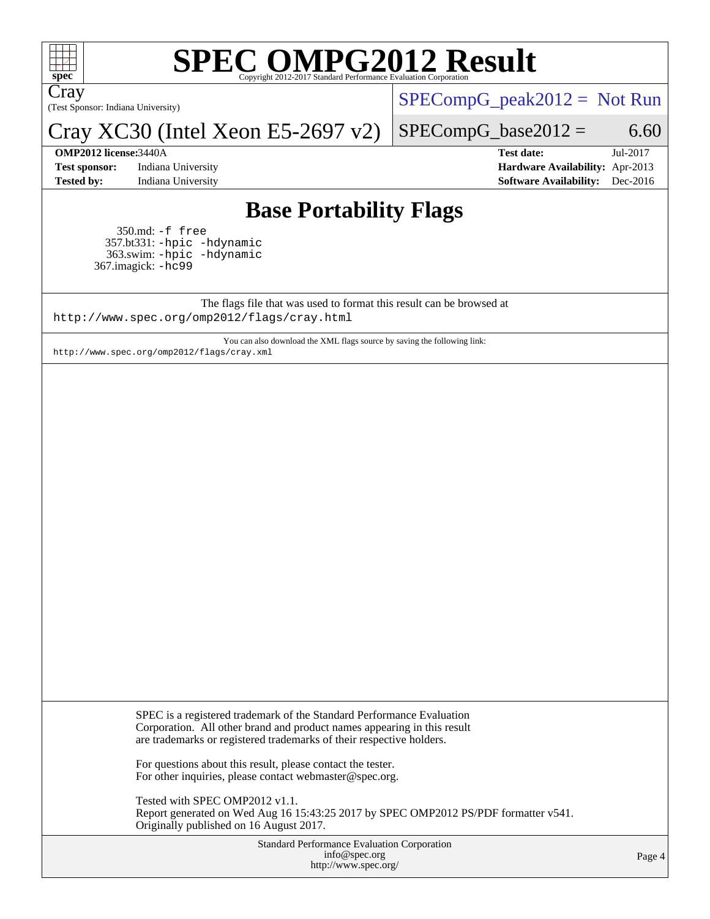# SPEC OMPG2012 Result

Copyright 2012-2017 Standard Performance Evaluation Corporation

Cray
(Test Sponsor: Indiana University)

Cray XC30 (Intel Xeon E5-2697 v2)

SPECompG_peak2012 = Not Run

SPECompG_base2012 = 6.60

**OMP2012 license:** 3440A
**Test sponsor:** Indiana University
**Tested by:** Indiana University

**Test date:** Jul-2017
**Hardware Availability:** Apr-2013
**Software Availability:** Dec-2016

## Base Portability Flags

350.md: `-f free`
357.bt331: `-hpic -hdynamic`
363.swim: `-hpic -hdynamic`
367.imagick: `-hc99`

The flags file that was used to format this result can be browsed at
http://www.spec.org/omp2012/flags/cray.html

You can also download the XML flags source by saving the following link:
http://www.spec.org/omp2012/flags/cray.xml

SPEC is a registered trademark of the Standard Performance Evaluation Corporation. All other brand and product names appearing in this result are trademarks or registered trademarks of their respective holders.

For questions about this result, please contact the tester.
For other inquiries, please contact webmaster@spec.org.

Tested with SPEC OMP2012 v1.1.
Report generated on Wed Aug 16 15:43:25 2017 by SPEC OMP2012 PS/PDF formatter v541.
Originally published on 16 August 2017.

Standard Performance Evaluation Corporation
info@spec.org
http://www.spec.org/